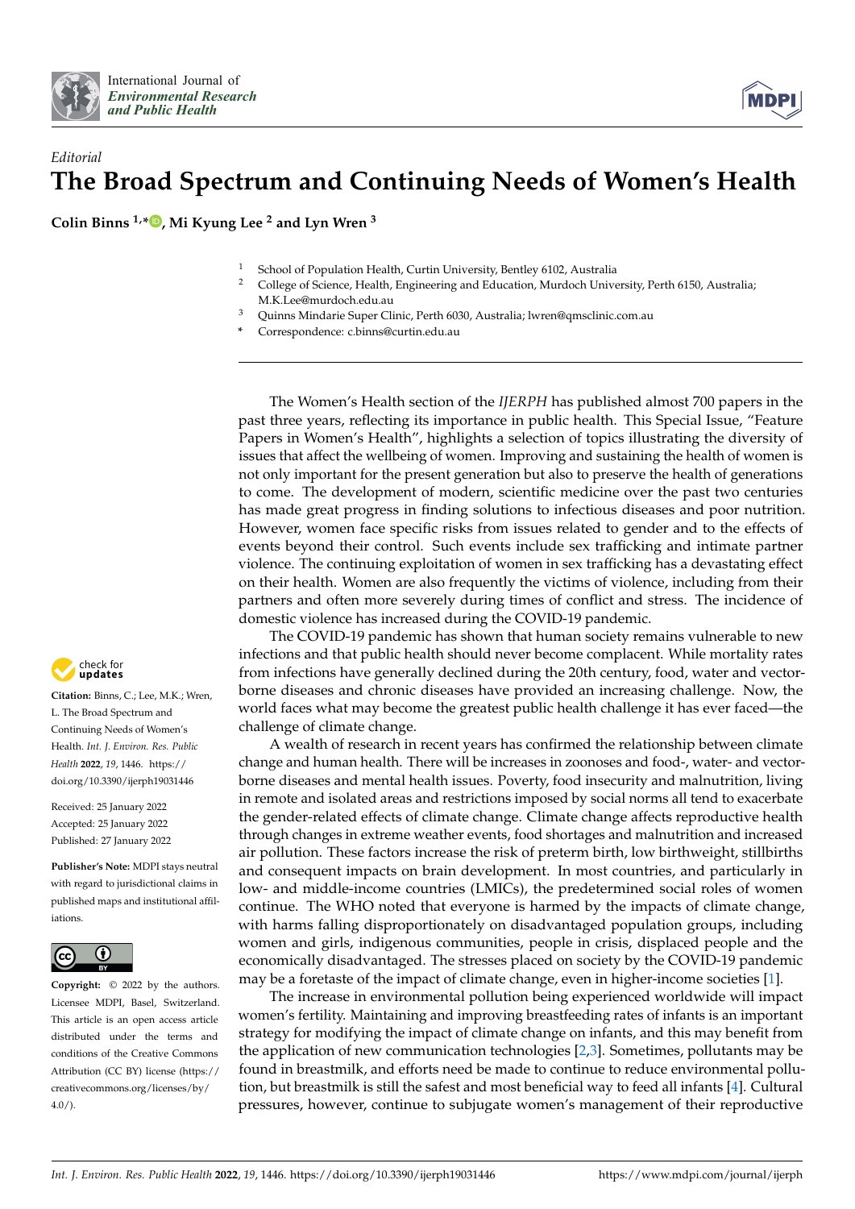International Journal of *Environmental Research and Public Health*

*Editorial*

# The Broad Spectrum and Continuing Needs of Women's Health

**Colin Binns [1,*], Mi Kyung Lee [2] and Lyn Wren [3]**

1 School of Population Health, Curtin University, Bentley 6102, Australia
2 College of Science, Health, Engineering and Education, Murdoch University, Perth 6150, Australia; M.K.Lee@murdoch.edu.au
3 Quinns Mindarie Super Clinic, Perth 6030, Australia; lwren@qmsclinic.com.au
* Correspondence: c.binns@curtin.edu.au

**Citation:** Binns, C.; Lee, M.K.; Wren, L. The Broad Spectrum and Continuing Needs of Women's Health. *Int. J. Environ. Res. Public Health* **2022**, *19*, 1446. https://doi.org/10.3390/ijerph19031446

Received: 25 January 2022
Accepted: 25 January 2022
Published: 27 January 2022

**Publisher's Note:** MDPI stays neutral with regard to jurisdictional claims in published maps and institutional affiliations.

**Copyright:** © 2022 by the authors. Licensee MDPI, Basel, Switzerland. This article is an open access article distributed under the terms and conditions of the Creative Commons Attribution (CC BY) license (https://creativecommons.org/licenses/by/4.0/).

The Women's Health section of the *IJERPH* has published almost 700 papers in the past three years, reflecting its importance in public health. This Special Issue, "Feature Papers in Women's Health", highlights a selection of topics illustrating the diversity of issues that affect the wellbeing of women. Improving and sustaining the health of women is not only important for the present generation but also to preserve the health of generations to come. The development of modern, scientific medicine over the past two centuries has made great progress in finding solutions to infectious diseases and poor nutrition. However, women face specific risks from issues related to gender and to the effects of events beyond their control. Such events include sex trafficking and intimate partner violence. The continuing exploitation of women in sex trafficking has a devastating effect on their health. Women are also frequently the victims of violence, including from their partners and often more severely during times of conflict and stress. The incidence of domestic violence has increased during the COVID-19 pandemic.

The COVID-19 pandemic has shown that human society remains vulnerable to new infections and that public health should never become complacent. While mortality rates from infections have generally declined during the 20th century, food, water and vector-borne diseases and chronic diseases have provided an increasing challenge. Now, the world faces what may become the greatest public health challenge it has ever faced—the challenge of climate change.

A wealth of research in recent years has confirmed the relationship between climate change and human health. There will be increases in zoonoses and food-, water- and vector-borne diseases and mental health issues. Poverty, food insecurity and malnutrition, living in remote and isolated areas and restrictions imposed by social norms all tend to exacerbate the gender-related effects of climate change. Climate change affects reproductive health through changes in extreme weather events, food shortages and malnutrition and increased air pollution. These factors increase the risk of preterm birth, low birthweight, stillbirths and consequent impacts on brain development. In most countries, and particularly in low- and middle-income countries (LMICs), the predetermined social roles of women continue. The WHO noted that everyone is harmed by the impacts of climate change, with harms falling disproportionately on disadvantaged population groups, including women and girls, indigenous communities, people in crisis, displaced people and the economically disadvantaged. The stresses placed on society by the COVID-19 pandemic may be a foretaste of the impact of climate change, even in higher-income societies [1].

The increase in environmental pollution being experienced worldwide will impact women's fertility. Maintaining and improving breastfeeding rates of infants is an important strategy for modifying the impact of climate change on infants, and this may benefit from the application of new communication technologies [2,3]. Sometimes, pollutants may be found in breastmilk, and efforts need be made to continue to reduce environmental pollution, but breastmilk is still the safest and most beneficial way to feed all infants [4]. Cultural pressures, however, continue to subjugate women's management of their reproductive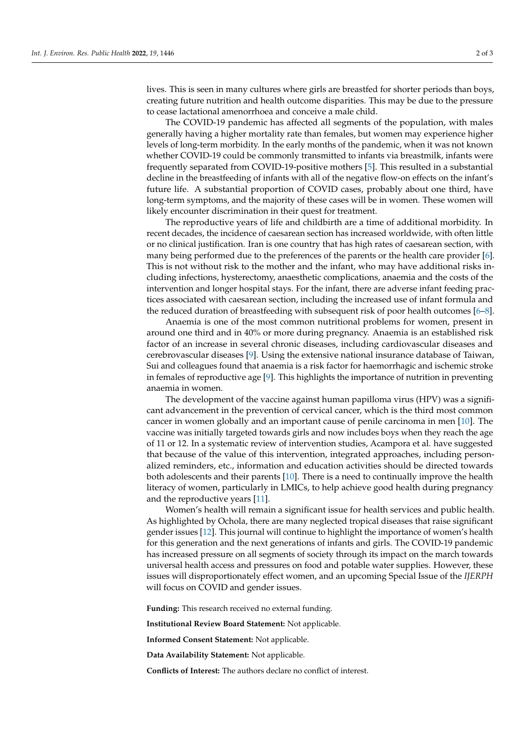lives. This is seen in many cultures where girls are breastfed for shorter periods than boys, creating future nutrition and health outcome disparities. This may be due to the pressure to cease lactational amenorrhoea and conceive a male child.

The COVID-19 pandemic has affected all segments of the population, with males generally having a higher mortality rate than females, but women may experience higher levels of long-term morbidity. In the early months of the pandemic, when it was not known whether COVID-19 could be commonly transmitted to infants via breastmilk, infants were frequently separated from COVID-19-positive mothers [5]. This resulted in a substantial decline in the breastfeeding of infants with all of the negative flow-on effects on the infant's future life. A substantial proportion of COVID cases, probably about one third, have long-term symptoms, and the majority of these cases will be in women. These women will likely encounter discrimination in their quest for treatment.

The reproductive years of life and childbirth are a time of additional morbidity. In recent decades, the incidence of caesarean section has increased worldwide, with often little or no clinical justification. Iran is one country that has high rates of caesarean section, with many being performed due to the preferences of the parents or the health care provider [6]. This is not without risk to the mother and the infant, who may have additional risks including infections, hysterectomy, anaesthetic complications, anaemia and the costs of the intervention and longer hospital stays. For the infant, there are adverse infant feeding practices associated with caesarean section, including the increased use of infant formula and the reduced duration of breastfeeding with subsequent risk of poor health outcomes [6–8].

Anaemia is one of the most common nutritional problems for women, present in around one third and in 40% or more during pregnancy. Anaemia is an established risk factor of an increase in several chronic diseases, including cardiovascular diseases and cerebrovascular diseases [9]. Using the extensive national insurance database of Taiwan, Sui and colleagues found that anaemia is a risk factor for haemorrhagic and ischemic stroke in females of reproductive age [9]. This highlights the importance of nutrition in preventing anaemia in women.

The development of the vaccine against human papilloma virus (HPV) was a significant advancement in the prevention of cervical cancer, which is the third most common cancer in women globally and an important cause of penile carcinoma in men [10]. The vaccine was initially targeted towards girls and now includes boys when they reach the age of 11 or 12. In a systematic review of intervention studies, Acampora et al. have suggested that because of the value of this intervention, integrated approaches, including personalized reminders, etc., information and education activities should be directed towards both adolescents and their parents [10]. There is a need to continually improve the health literacy of women, particularly in LMICs, to help achieve good health during pregnancy and the reproductive years [11].

Women's health will remain a significant issue for health services and public health. As highlighted by Ochola, there are many neglected tropical diseases that raise significant gender issues [12]. This journal will continue to highlight the importance of women's health for this generation and the next generations of infants and girls. The COVID-19 pandemic has increased pressure on all segments of society through its impact on the march towards universal health access and pressures on food and potable water supplies. However, these issues will disproportionately effect women, and an upcoming Special Issue of the *IJERPH* will focus on COVID and gender issues.

**Funding:** This research received no external funding.

**Institutional Review Board Statement:** Not applicable.

**Informed Consent Statement:** Not applicable.

**Data Availability Statement:** Not applicable.

**Conflicts of Interest:** The authors declare no conflict of interest.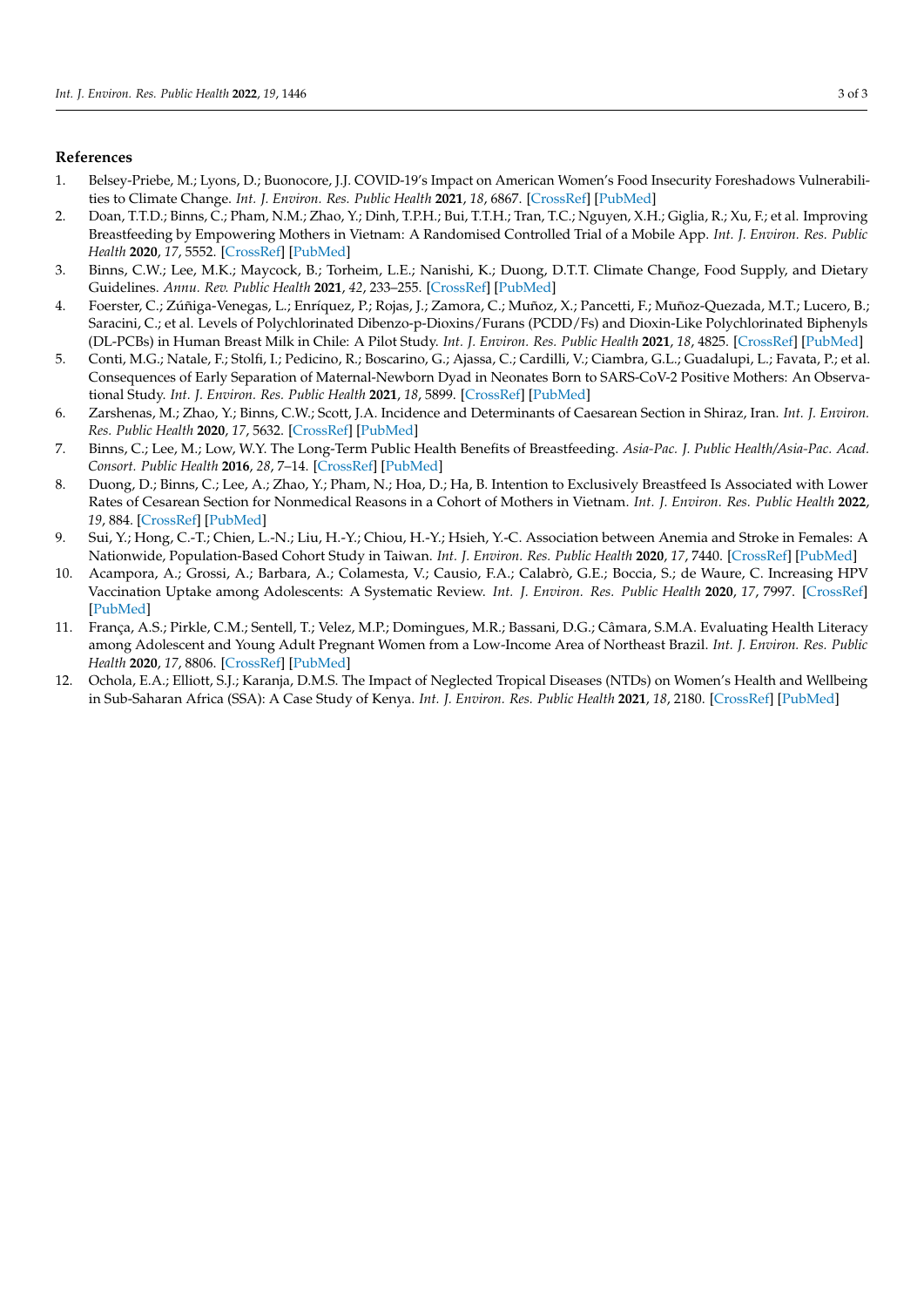## References

1. Belsey-Priebe, M.; Lyons, D.; Buonocore, J.J. COVID-19's Impact on American Women's Food Insecurity Foreshadows Vulnerabilities to Climate Change. *Int. J. Environ. Res. Public Health* **2021**, *18*, 6867. [CrossRef] [PubMed]
2. Doan, T.T.D.; Binns, C.; Pham, N.M.; Zhao, Y.; Dinh, T.P.H.; Bui, T.T.H.; Tran, T.C.; Nguyen, X.H.; Giglia, R.; Xu, F.; et al. Improving Breastfeeding by Empowering Mothers in Vietnam: A Randomised Controlled Trial of a Mobile App. *Int. J. Environ. Res. Public Health* **2020**, *17*, 5552. [CrossRef] [PubMed]
3. Binns, C.W.; Lee, M.K.; Maycock, B.; Torheim, L.E.; Nanishi, K.; Duong, D.T.T. Climate Change, Food Supply, and Dietary Guidelines. *Annu. Rev. Public Health* **2021**, *42*, 233–255. [CrossRef] [PubMed]
4. Foerster, C.; Zúñiga-Venegas, L.; Enríquez, P.; Rojas, J.; Zamora, C.; Muñoz, X.; Pancetti, F.; Muñoz-Quezada, M.T.; Lucero, B.; Saracini, C.; et al. Levels of Polychlorinated Dibenzo-p-Dioxins/Furans (PCDD/Fs) and Dioxin-Like Polychlorinated Biphenyls (DL-PCBs) in Human Breast Milk in Chile: A Pilot Study. *Int. J. Environ. Res. Public Health* **2021**, *18*, 4825. [CrossRef] [PubMed]
5. Conti, M.G.; Natale, F.; Stolfi, I.; Pedicino, R.; Boscarino, G.; Ajassa, C.; Cardilli, V.; Ciambra, G.L.; Guadalupi, L.; Favata, P.; et al. Consequences of Early Separation of Maternal-Newborn Dyad in Neonates Born to SARS-CoV-2 Positive Mothers: An Observational Study. *Int. J. Environ. Res. Public Health* **2021**, *18*, 5899. [CrossRef] [PubMed]
6. Zarshenas, M.; Zhao, Y.; Binns, C.W.; Scott, J.A. Incidence and Determinants of Caesarean Section in Shiraz, Iran. *Int. J. Environ. Res. Public Health* **2020**, *17*, 5632. [CrossRef] [PubMed]
7. Binns, C.; Lee, M.; Low, W.Y. The Long-Term Public Health Benefits of Breastfeeding. *Asia-Pac. J. Public Health/Asia-Pac. Acad. Consort. Public Health* **2016**, *28*, 7–14. [CrossRef] [PubMed]
8. Duong, D.; Binns, C.; Lee, A.; Zhao, Y.; Pham, N.; Hoa, D.; Ha, B. Intention to Exclusively Breastfeed Is Associated with Lower Rates of Cesarean Section for Nonmedical Reasons in a Cohort of Mothers in Vietnam. *Int. J. Environ. Res. Public Health* **2022**, *19*, 884. [CrossRef] [PubMed]
9. Sui, Y.; Hong, C.-T.; Chien, L.-N.; Liu, H.-Y.; Chiou, H.-Y.; Hsieh, Y.-C. Association between Anemia and Stroke in Females: A Nationwide, Population-Based Cohort Study in Taiwan. *Int. J. Environ. Res. Public Health* **2020**, *17*, 7440. [CrossRef] [PubMed]
10. Acampora, A.; Grossi, A.; Barbara, A.; Colamesta, V.; Causio, F.A.; Calabrò, G.E.; Boccia, S.; de Waure, C. Increasing HPV Vaccination Uptake among Adolescents: A Systematic Review. *Int. J. Environ. Res. Public Health* **2020**, *17*, 7997. [CrossRef] [PubMed]
11. França, A.S.; Pirkle, C.M.; Sentell, T.; Velez, M.P.; Domingues, M.R.; Bassani, D.G.; Câmara, S.M.A. Evaluating Health Literacy among Adolescent and Young Adult Pregnant Women from a Low-Income Area of Northeast Brazil. *Int. J. Environ. Res. Public Health* **2020**, *17*, 8806. [CrossRef] [PubMed]
12. Ochola, E.A.; Elliott, S.J.; Karanja, D.M.S. The Impact of Neglected Tropical Diseases (NTDs) on Women's Health and Wellbeing in Sub-Saharan Africa (SSA): A Case Study of Kenya. *Int. J. Environ. Res. Public Health* **2021**, *18*, 2180. [CrossRef] [PubMed]